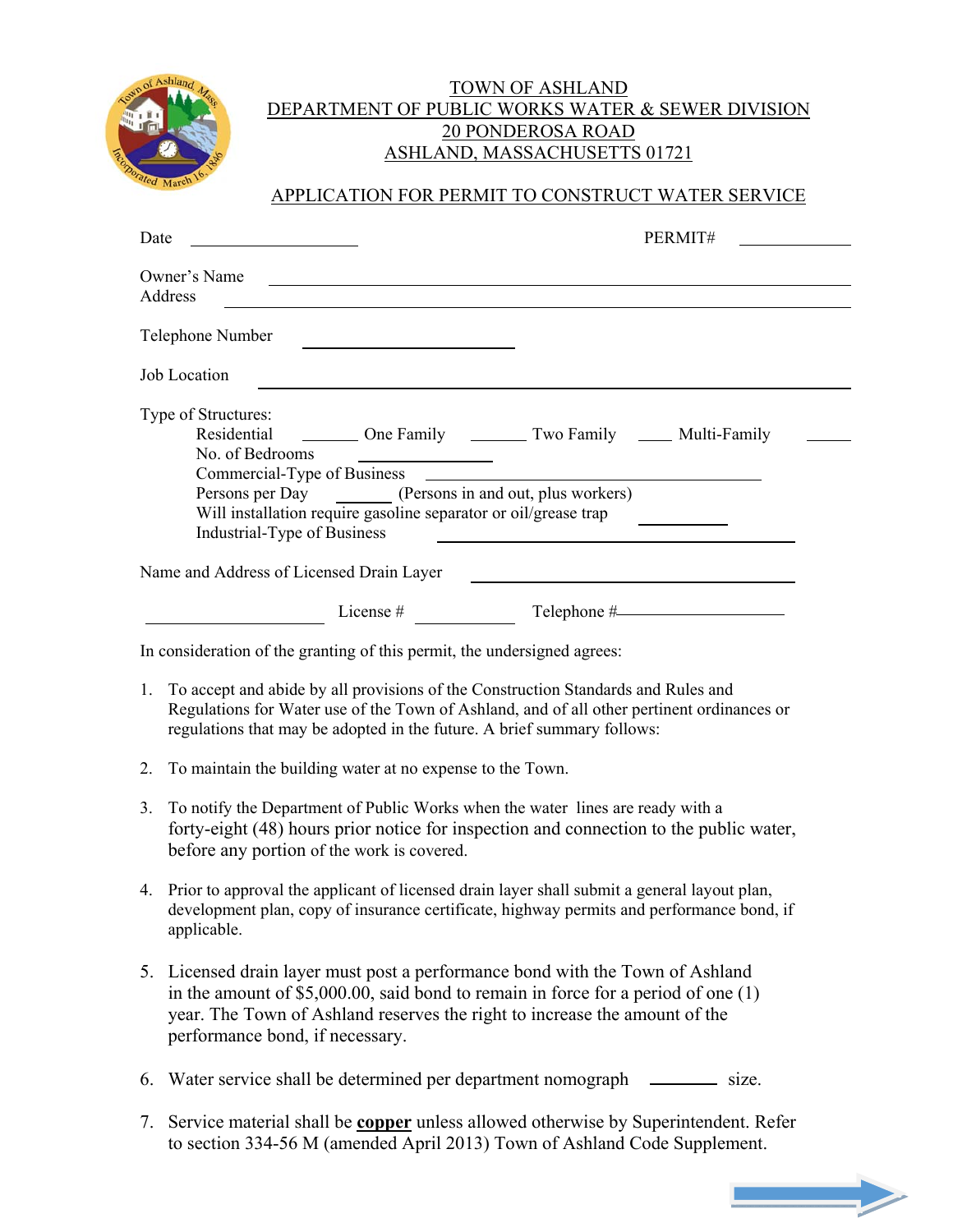# TOWN OF ASHLAND
## DEPARTMENT OF PUBLIC WORKS WATER & SEWER DIVISION
### 20 PONDEROSA ROAD
### ASHLAND, MASSACHUSETTS 01721

## APPLICATION FOR PERMIT TO CONSTRUCT WATER SERVICE

Date ____________________ PERMIT# ____________

Owner's Name ____________________________________________

Address ____________________________________________

Telephone Number ____________________

Job Location ____________________________________________

Type of Structures:

Residential ______ One Family ______ Two Family ____ Multi-Family _____

No. of Bedrooms ______________

Commercial-Type of Business ______________________________

Persons per Day ______ (Persons in and out, plus workers)

Will installation require gasoline separator or oil/grease trap _________

Industrial-Type of Business ______________________________

Name and Address of Licensed Drain Layer ______________________________

____________________ License # __________ Telephone #________________

In consideration of the granting of this permit, the undersigned agrees:

1. To accept and abide by all provisions of the Construction Standards and Rules and Regulations for Water use of the Town of Ashland, and of all other pertinent ordinances or regulations that may be adopted in the future. A brief summary follows:

2. To maintain the building water at no expense to the Town.

3. To notify the Department of Public Works when the water lines are ready with a forty-eight (48) hours prior notice for inspection and connection to the public water, before any portion of the work is covered.

4. Prior to approval the applicant of licensed drain layer shall submit a general layout plan, development plan, copy of insurance certificate, highway permits and performance bond, if applicable.

5. Licensed drain layer must post a performance bond with the Town of Ashland in the amount of $5,000.00, said bond to remain in force for a period of one (1) year. The Town of Ashland reserves the right to increase the amount of the performance bond, if necessary.

6. Water service shall be determined per department nomograph _______ size.

7. Service material shall be **copper** unless allowed otherwise by Superintendent. Refer to section 334-56 M (amended April 2013) Town of Ashland Code Supplement.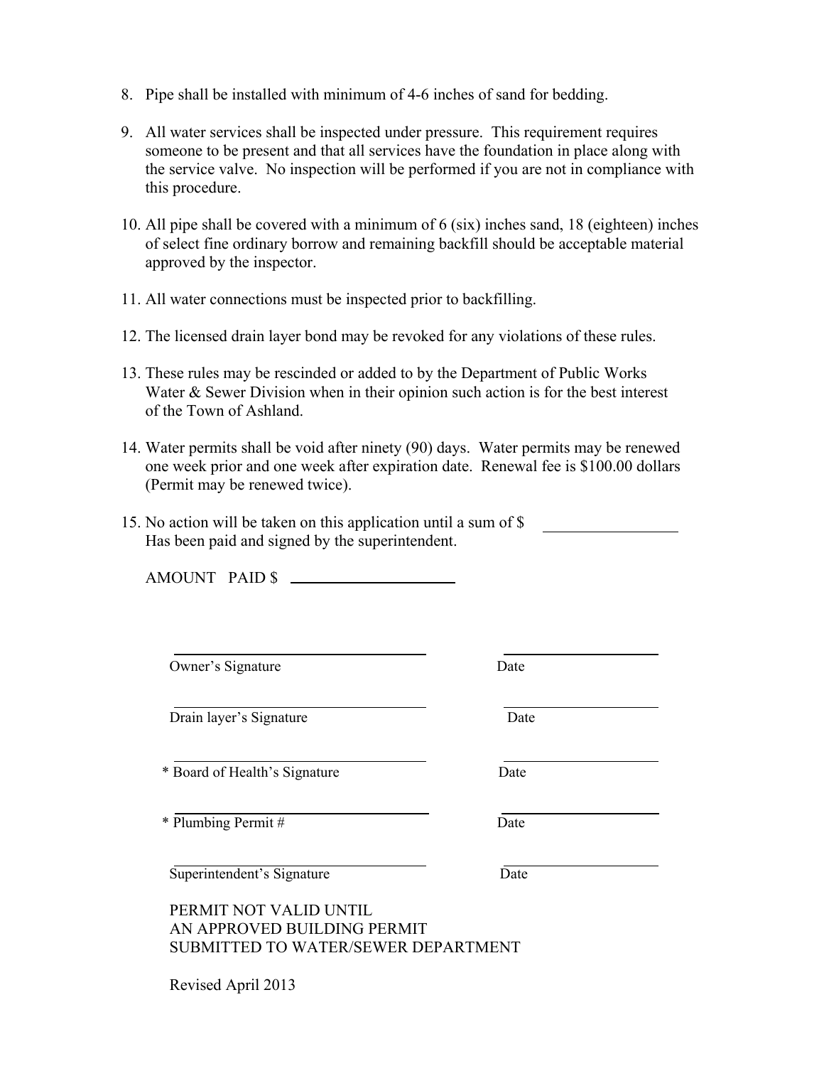8. Pipe shall be installed with minimum of 4-6 inches of sand for bedding.

9. All water services shall be inspected under pressure. This requirement requires someone to be present and that all services have the foundation in place along with the service valve. No inspection will be performed if you are not in compliance with this procedure.

10. All pipe shall be covered with a minimum of 6 (six) inches sand, 18 (eighteen) inches of select fine ordinary borrow and remaining backfill should be acceptable material approved by the inspector.

11. All water connections must be inspected prior to backfilling.

12. The licensed drain layer bond may be revoked for any violations of these rules.

13. These rules may be rescinded or added to by the Department of Public Works Water & Sewer Division when in their opinion such action is for the best interest of the Town of Ashland.

14. Water permits shall be void after ninety (90) days. Water permits may be renewed one week prior and one week after expiration date. Renewal fee is $100.00 dollars (Permit may be renewed twice).

15. No action will be taken on this application until a sum of $ ________________ Has been paid and signed by the superintendent.

    AMOUNT PAID $ ____________________

______________________________ ____________________
Owner's Signature Date

______________________________ ____________________
Drain layer's Signature Date

______________________________ ____________________
* Board of Health's Signature Date

______________________________ ____________________
* Plumbing Permit # Date

______________________________ ____________________
Superintendent's Signature Date

PERMIT NOT VALID UNTIL
AN APPROVED BUILDING PERMIT
SUBMITTED TO WATER/SEWER DEPARTMENT

Revised April 2013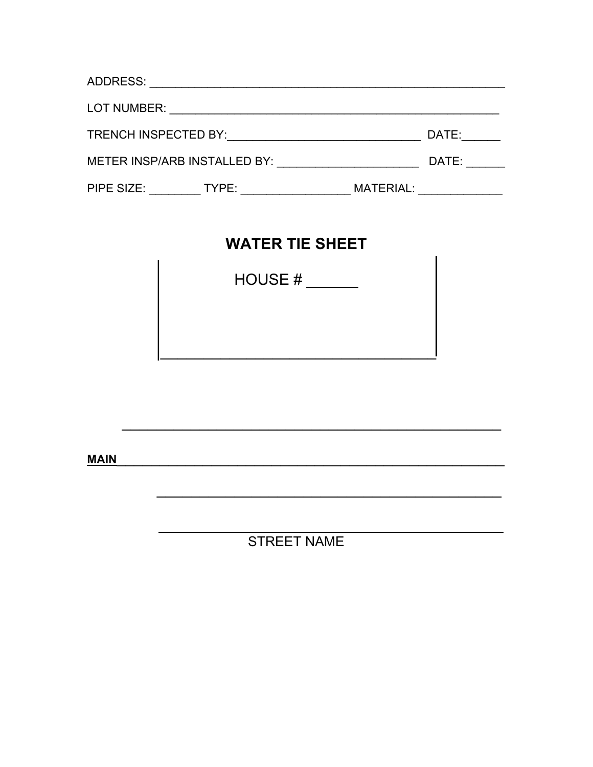ADDRESS: ____________________________________________________________

LOT NUMBER: ________________________________________________________

TRENCH INSPECTED BY:_______________________________ DATE:______

METER INSP/ARB INSTALLED BY: ______________________ DATE: ______

PIPE SIZE: ________ TYPE: _________________ MATERIAL: _____________

## WATER TIE SHEET

HOUSE # ______

**MAIN**

STREET NAME